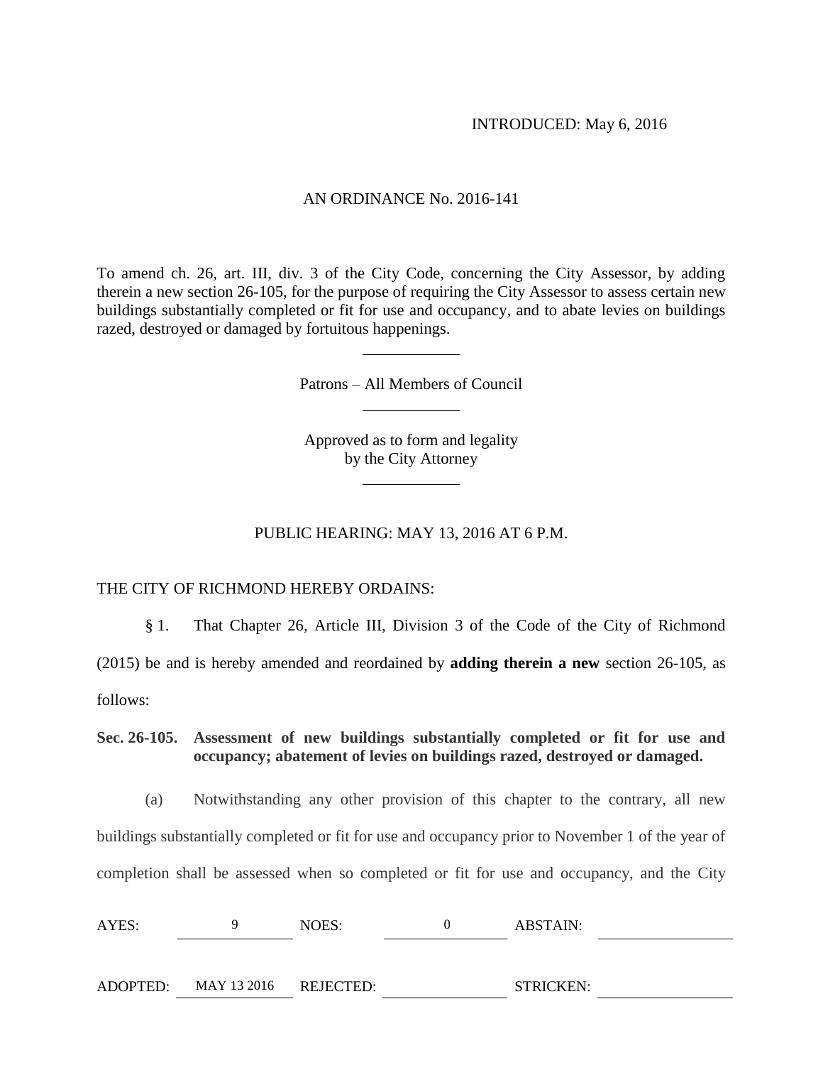INTRODUCED: May 6, 2016

AN ORDINANCE No. 2016-141

To amend ch. 26, art. III, div. 3 of the City Code, concerning the City Assessor, by adding therein a new section 26-105, for the purpose of requiring the City Assessor to assess certain new buildings substantially completed or fit for use and occupancy, and to abate levies on buildings razed, destroyed or damaged by fortuitous happenings.

---

Patrons – All Members of Council

---

Approved as to form and legality
by the City Attorney

---

PUBLIC HEARING: MAY 13, 2016 AT 6 P.M.

THE CITY OF RICHMOND HEREBY ORDAINS:

§ 1. That Chapter 26, Article III, Division 3 of the Code of the City of Richmond (2015) be and is hereby amended and reordained by **adding therein a new** section 26-105, as follows:

**Sec. 26-105. Assessment of new buildings substantially completed or fit for use and occupancy; abatement of levies on buildings razed, destroyed or damaged.**

(a) Notwithstanding any other provision of this chapter to the contrary, all new buildings substantially completed or fit for use and occupancy prior to November 1 of the year of completion shall be assessed when so completed or fit for use and occupancy, and the City

| AYES: | 9 | NOES: | 0 | ABSTAIN: | |
|---|---|---|---|---|---|
| ADOPTED: | MAY 13 2016 | REJECTED: | | STRICKEN: | |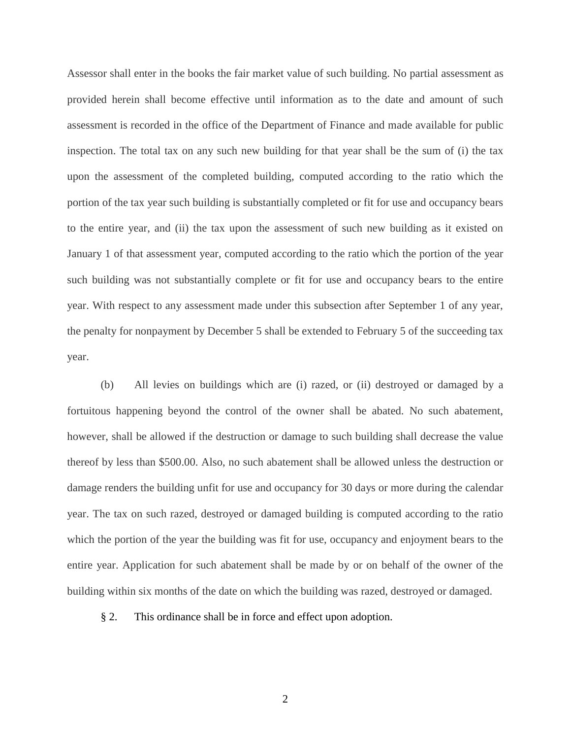Assessor shall enter in the books the fair market value of such building. No partial assessment as provided herein shall become effective until information as to the date and amount of such assessment is recorded in the office of the Department of Finance and made available for public inspection. The total tax on any such new building for that year shall be the sum of (i) the tax upon the assessment of the completed building, computed according to the ratio which the portion of the tax year such building is substantially completed or fit for use and occupancy bears to the entire year, and (ii) the tax upon the assessment of such new building as it existed on January 1 of that assessment year, computed according to the ratio which the portion of the year such building was not substantially complete or fit for use and occupancy bears to the entire year. With respect to any assessment made under this subsection after September 1 of any year, the penalty for nonpayment by December 5 shall be extended to February 5 of the succeeding tax year.

(b) All levies on buildings which are (i) razed, or (ii) destroyed or damaged by a fortuitous happening beyond the control of the owner shall be abated. No such abatement, however, shall be allowed if the destruction or damage to such building shall decrease the value thereof by less than $500.00. Also, no such abatement shall be allowed unless the destruction or damage renders the building unfit for use and occupancy for 30 days or more during the calendar year. The tax on such razed, destroyed or damaged building is computed according to the ratio which the portion of the year the building was fit for use, occupancy and enjoyment bears to the entire year. Application for such abatement shall be made by or on behalf of the owner of the building within six months of the date on which the building was razed, destroyed or damaged.

§ 2. This ordinance shall be in force and effect upon adoption.